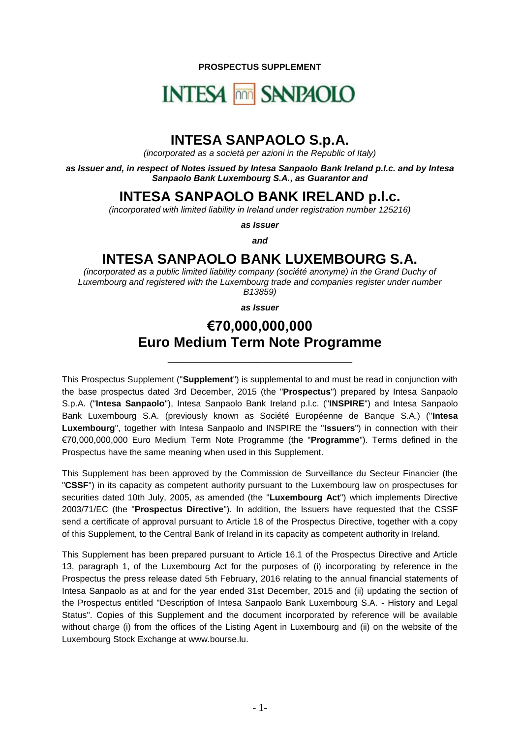**PROSPECTUS SUPPLEMENT**

INTESA SANPAOLO

# INTESA SANPAOLO S.p.A.

*(incorporated as a società per azioni in the Republic of Italy)*

***as Issuer and, in respect of Notes issued by Intesa Sanpaolo Bank Ireland p.l.c. and by Intesa Sanpaolo Bank Luxembourg S.A., as Guarantor and***

# INTESA SANPAOLO BANK IRELAND p.l.c.

*(incorporated with limited liability in Ireland under registration number 125216)*

***as Issuer***

***and***

# INTESA SANPAOLO BANK LUXEMBOURG S.A.

*(incorporated as a public limited liability company (société anonyme) in the Grand Duchy of Luxembourg and registered with the Luxembourg trade and companies register under number B13859)*

***as Issuer***

# €70,000,000,000 Euro Medium Term Note Programme

---

This Prospectus Supplement ("**Supplement**") is supplemental to and must be read in conjunction with the base prospectus dated 3rd December, 2015 (the "**Prospectus**") prepared by Intesa Sanpaolo S.p.A. ("**Intesa Sanpaolo**"), Intesa Sanpaolo Bank Ireland p.l.c. ("**INSPIRE**") and Intesa Sanpaolo Bank Luxembourg S.A. (previously known as Société Européenne de Banque S.A.) ("**Intesa Luxembourg**", together with Intesa Sanpaolo and INSPIRE the "**Issuers**") in connection with their €70,000,000,000 Euro Medium Term Note Programme (the "**Programme**"). Terms defined in the Prospectus have the same meaning when used in this Supplement.

This Supplement has been approved by the Commission de Surveillance du Secteur Financier (the "**CSSF**") in its capacity as competent authority pursuant to the Luxembourg law on prospectuses for securities dated 10th July, 2005, as amended (the "**Luxembourg Act**") which implements Directive 2003/71/EC (the "**Prospectus Directive**"). In addition, the Issuers have requested that the CSSF send a certificate of approval pursuant to Article 18 of the Prospectus Directive, together with a copy of this Supplement, to the Central Bank of Ireland in its capacity as competent authority in Ireland.

This Supplement has been prepared pursuant to Article 16.1 of the Prospectus Directive and Article 13, paragraph 1, of the Luxembourg Act for the purposes of (i) incorporating by reference in the Prospectus the press release dated 5th February, 2016 relating to the annual financial statements of Intesa Sanpaolo as at and for the year ended 31st December, 2015 and (ii) updating the section of the Prospectus entitled "Description of Intesa Sanpaolo Bank Luxembourg S.A. - History and Legal Status". Copies of this Supplement and the document incorporated by reference will be available without charge (i) from the offices of the Listing Agent in Luxembourg and (ii) on the website of the Luxembourg Stock Exchange at www.bourse.lu.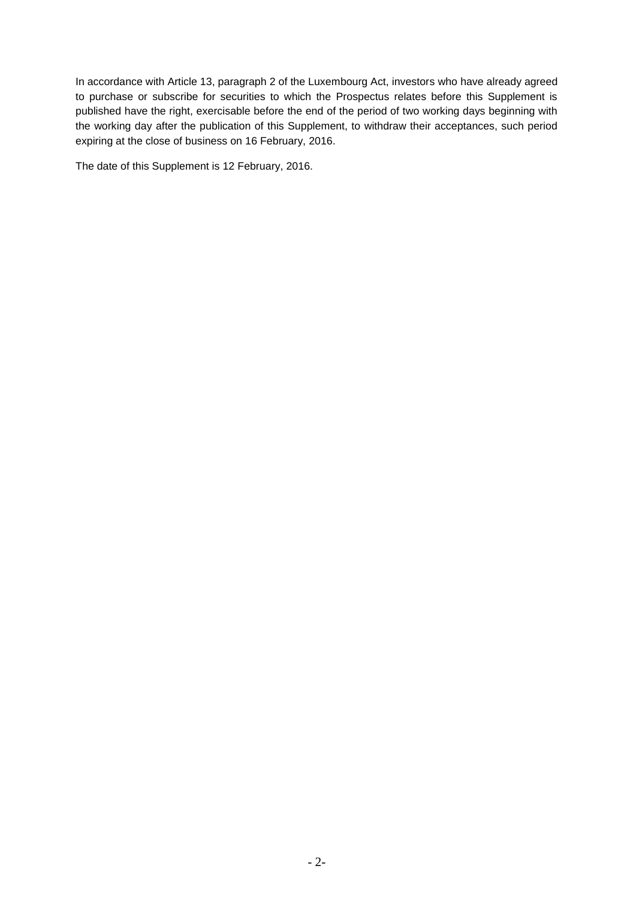In accordance with Article 13, paragraph 2 of the Luxembourg Act, investors who have already agreed to purchase or subscribe for securities to which the Prospectus relates before this Supplement is published have the right, exercisable before the end of the period of two working days beginning with the working day after the publication of this Supplement, to withdraw their acceptances, such period expiring at the close of business on 16 February, 2016.

The date of this Supplement is 12 February, 2016.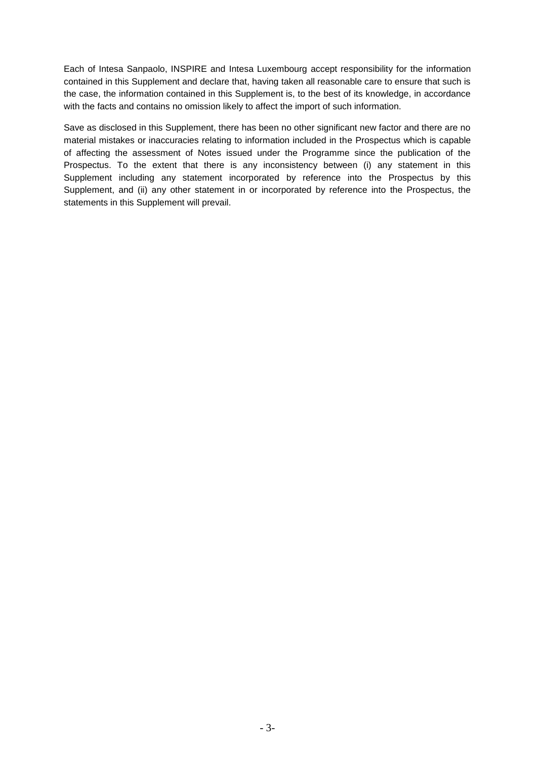Each of Intesa Sanpaolo, INSPIRE and Intesa Luxembourg accept responsibility for the information contained in this Supplement and declare that, having taken all reasonable care to ensure that such is the case, the information contained in this Supplement is, to the best of its knowledge, in accordance with the facts and contains no omission likely to affect the import of such information.

Save as disclosed in this Supplement, there has been no other significant new factor and there are no material mistakes or inaccuracies relating to information included in the Prospectus which is capable of affecting the assessment of Notes issued under the Programme since the publication of the Prospectus. To the extent that there is any inconsistency between (i) any statement in this Supplement including any statement incorporated by reference into the Prospectus by this Supplement, and (ii) any other statement in or incorporated by reference into the Prospectus, the statements in this Supplement will prevail.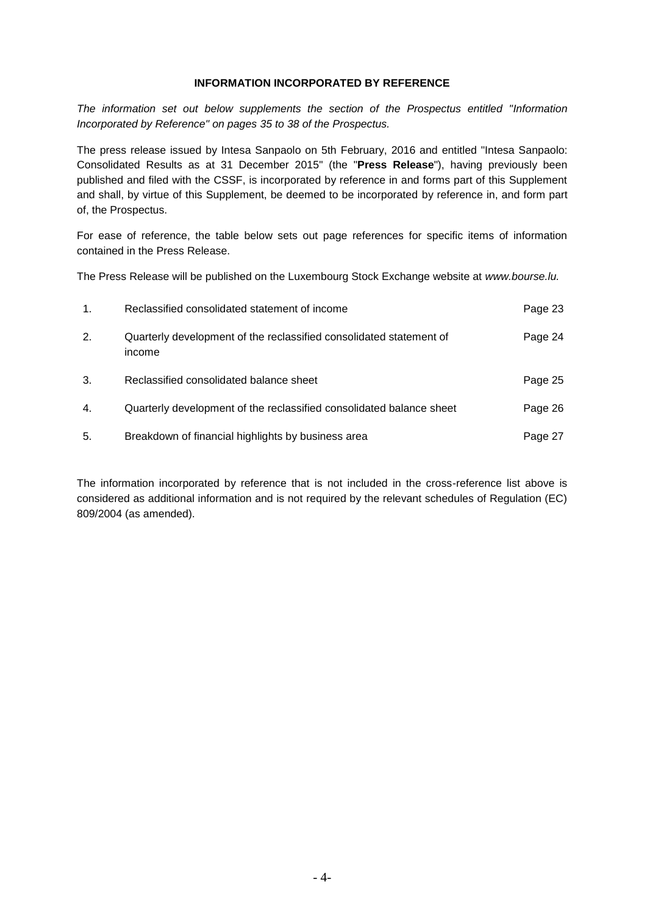## INFORMATION INCORPORATED BY REFERENCE

*The information set out below supplements the section of the Prospectus entitled "Information Incorporated by Reference" on pages 35 to 38 of the Prospectus.*

The press release issued by Intesa Sanpaolo on 5th February, 2016 and entitled "Intesa Sanpaolo: Consolidated Results as at 31 December 2015" (the "**Press Release**"), having previously been published and filed with the CSSF, is incorporated by reference in and forms part of this Supplement and shall, by virtue of this Supplement, be deemed to be incorporated by reference in, and form part of, the Prospectus.

For ease of reference, the table below sets out page references for specific items of information contained in the Press Release.

The Press Release will be published on the Luxembourg Stock Exchange website at *www.bourse.lu.*

| | | |
|---|---|---|
| 1. | Reclassified consolidated statement of income | Page 23 |
| 2. | Quarterly development of the reclassified consolidated statement of income | Page 24 |
| 3. | Reclassified consolidated balance sheet | Page 25 |
| 4. | Quarterly development of the reclassified consolidated balance sheet | Page 26 |
| 5. | Breakdown of financial highlights by business area | Page 27 |

The information incorporated by reference that is not included in the cross-reference list above is considered as additional information and is not required by the relevant schedules of Regulation (EC) 809/2004 (as amended).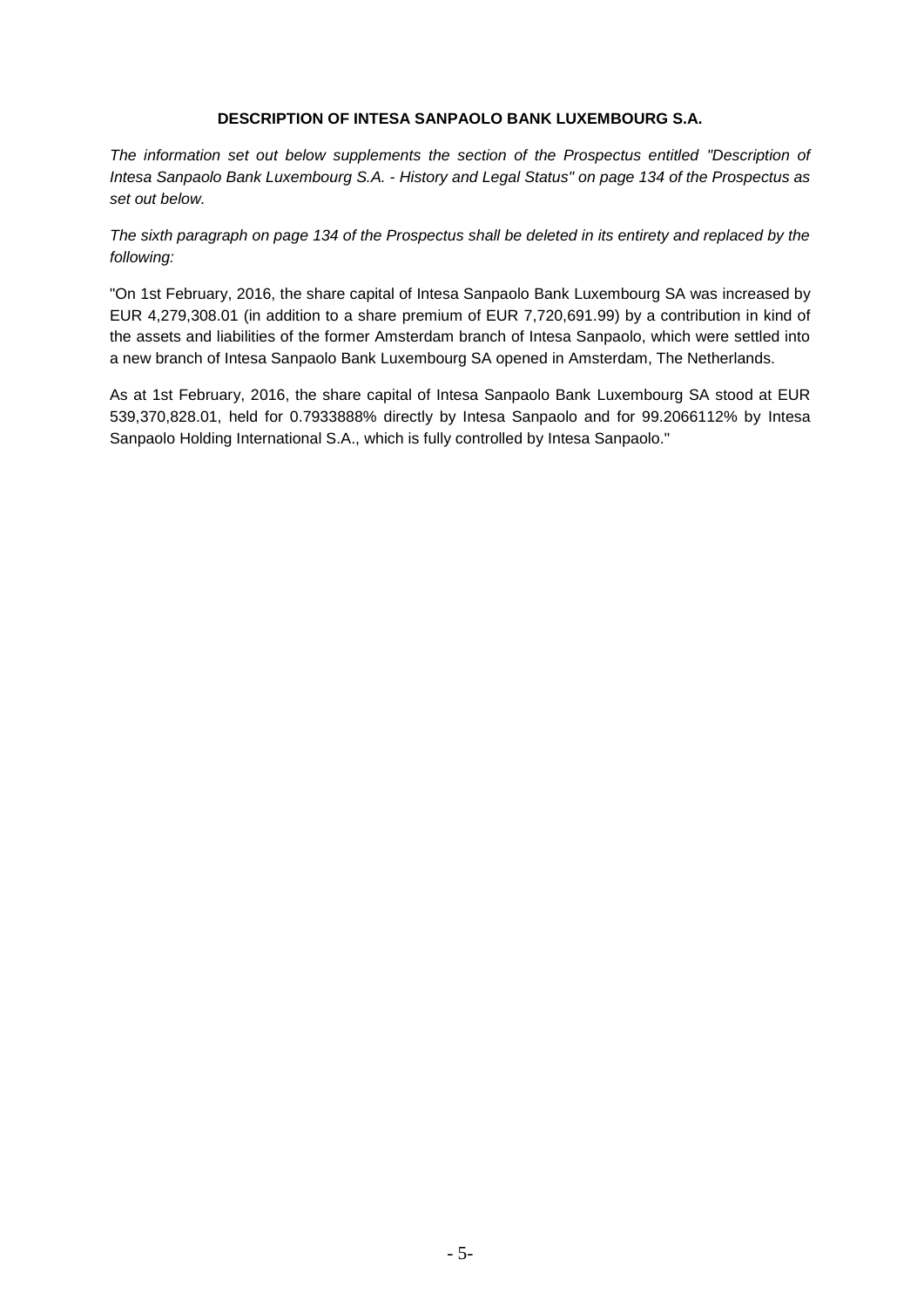**DESCRIPTION OF INTESA SANPAOLO BANK LUXEMBOURG S.A.**

*The information set out below supplements the section of the Prospectus entitled "Description of Intesa Sanpaolo Bank Luxembourg S.A. - History and Legal Status" on page 134 of the Prospectus as set out below.*

*The sixth paragraph on page 134 of the Prospectus shall be deleted in its entirety and replaced by the following:*

"On 1st February, 2016, the share capital of Intesa Sanpaolo Bank Luxembourg SA was increased by EUR 4,279,308.01 (in addition to a share premium of EUR 7,720,691.99) by a contribution in kind of the assets and liabilities of the former Amsterdam branch of Intesa Sanpaolo, which were settled into a new branch of Intesa Sanpaolo Bank Luxembourg SA opened in Amsterdam, The Netherlands.

As at 1st February, 2016, the share capital of Intesa Sanpaolo Bank Luxembourg SA stood at EUR 539,370,828.01, held for 0.7933888% directly by Intesa Sanpaolo and for 99.2066112% by Intesa Sanpaolo Holding International S.A., which is fully controlled by Intesa Sanpaolo."